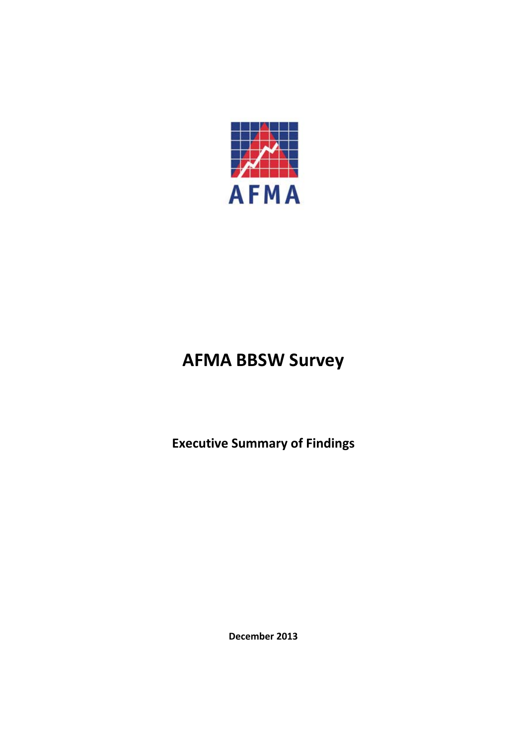AFMA

# AFMA BBSW Survey

## Executive Summary of Findings

**December 2013**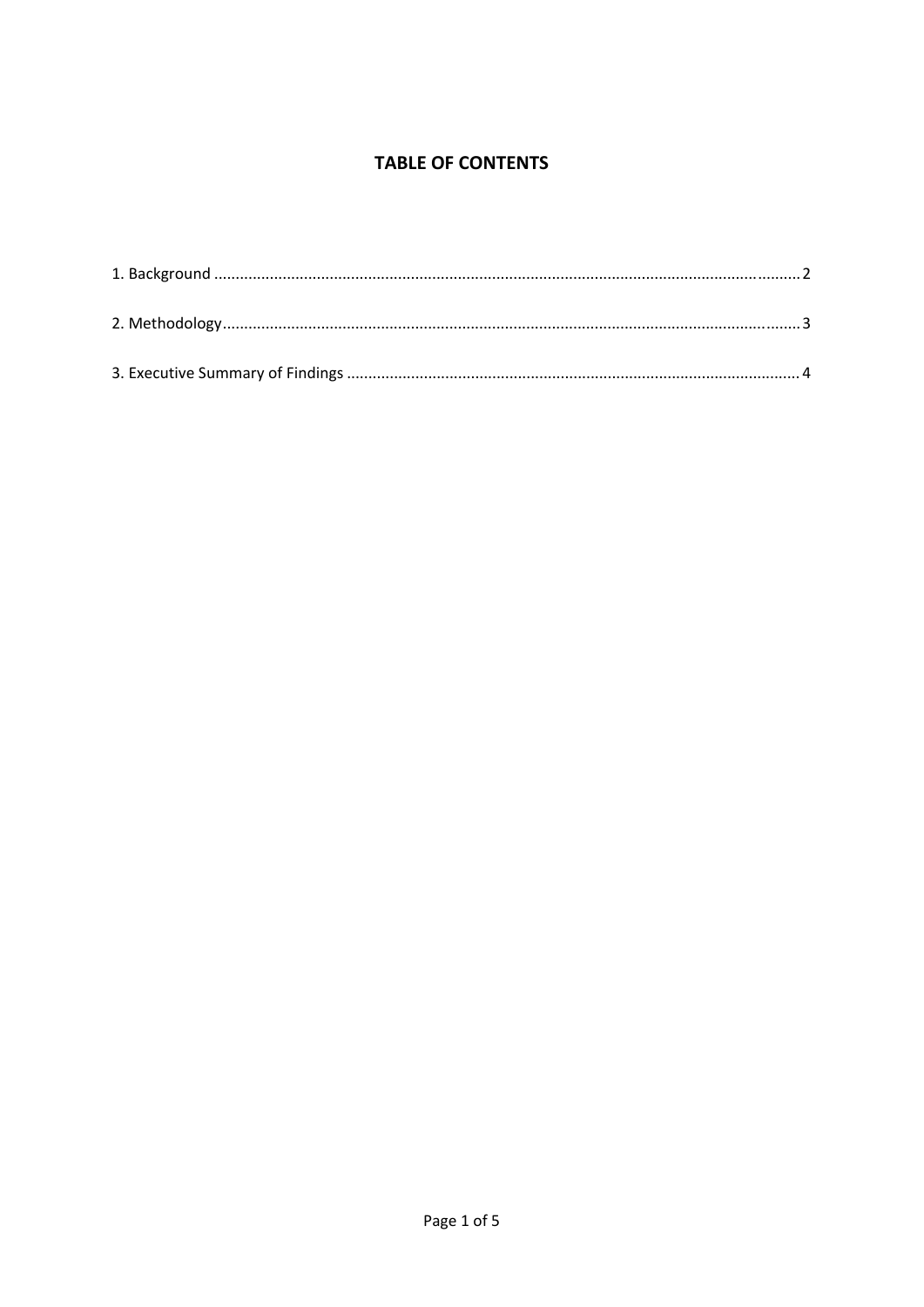## TABLE OF CONTENTS

1. Background ........................................................................................................................... 2

2. Methodology.......................................................................................................................... 3

3. Executive Summary of Findings ............................................................................................ 4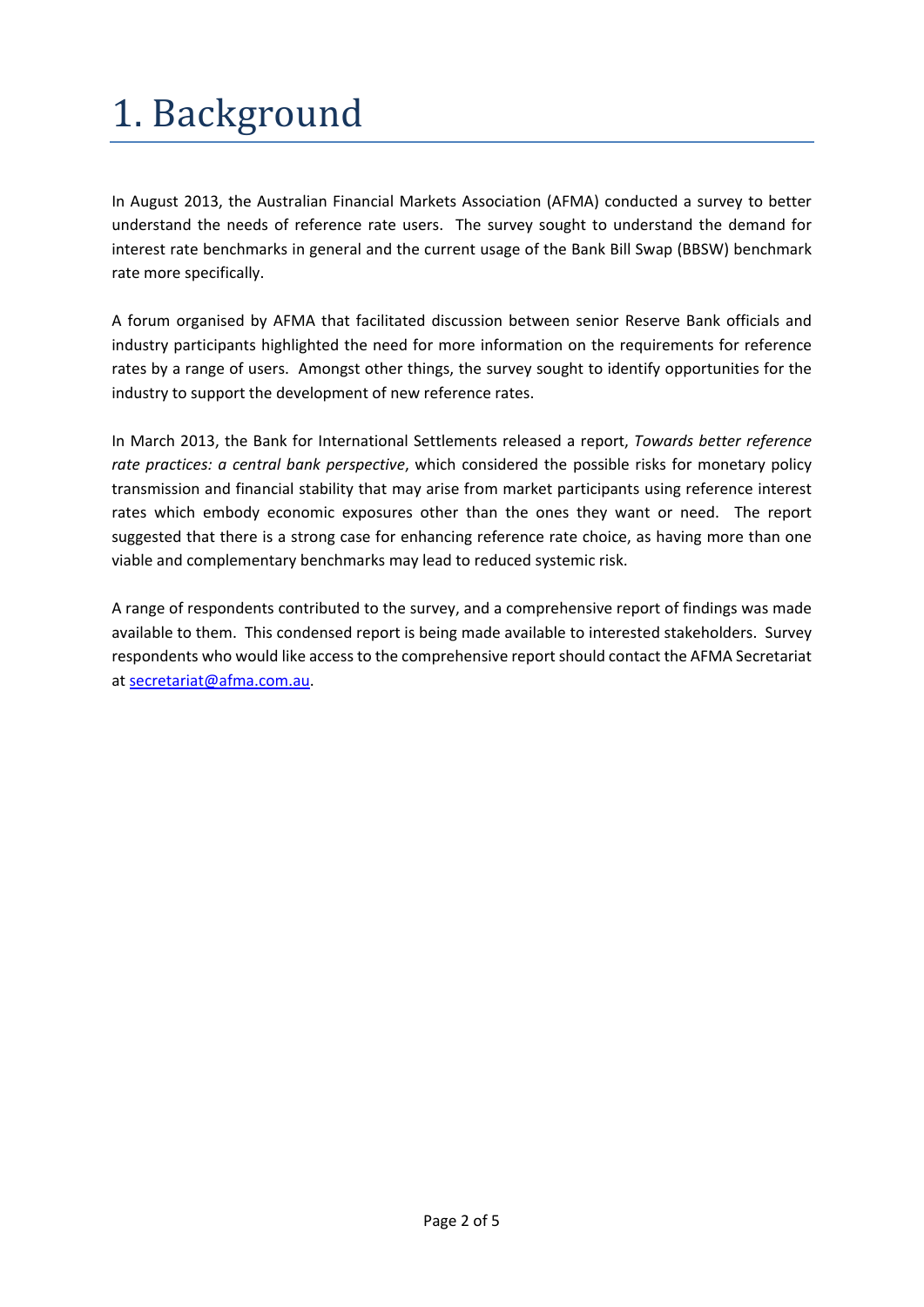# 1. Background

In August 2013, the Australian Financial Markets Association (AFMA) conducted a survey to better understand the needs of reference rate users. The survey sought to understand the demand for interest rate benchmarks in general and the current usage of the Bank Bill Swap (BBSW) benchmark rate more specifically.

A forum organised by AFMA that facilitated discussion between senior Reserve Bank officials and industry participants highlighted the need for more information on the requirements for reference rates by a range of users. Amongst other things, the survey sought to identify opportunities for the industry to support the development of new reference rates.

In March 2013, the Bank for International Settlements released a report, *Towards better reference rate practices: a central bank perspective*, which considered the possible risks for monetary policy transmission and financial stability that may arise from market participants using reference interest rates which embody economic exposures other than the ones they want or need. The report suggested that there is a strong case for enhancing reference rate choice, as having more than one viable and complementary benchmarks may lead to reduced systemic risk.

A range of respondents contributed to the survey, and a comprehensive report of findings was made available to them. This condensed report is being made available to interested stakeholders. Survey respondents who would like access to the comprehensive report should contact the AFMA Secretariat at secretariat@afma.com.au.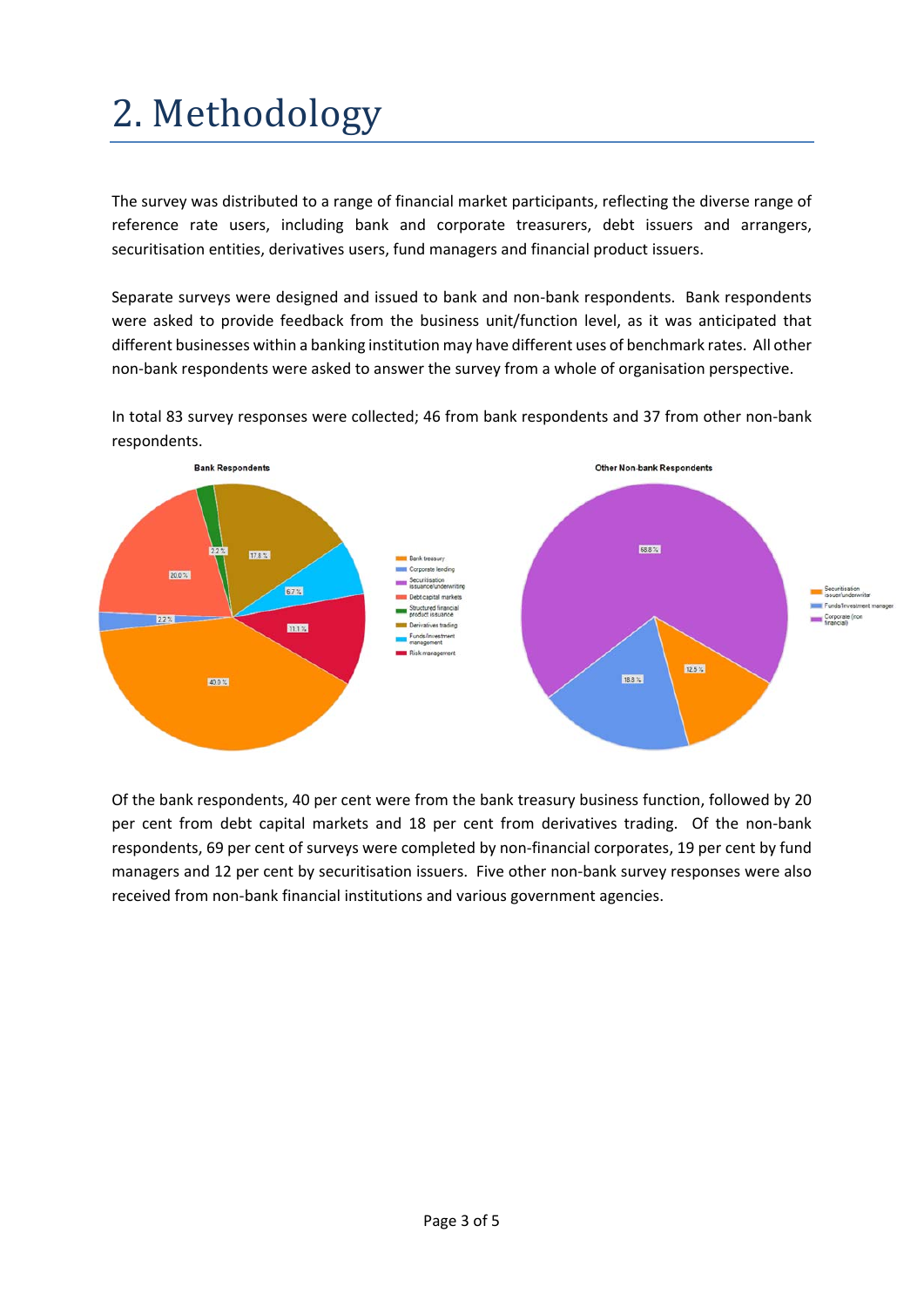# 2. Methodology

The survey was distributed to a range of financial market participants, reflecting the diverse range of reference rate users, including bank and corporate treasurers, debt issuers and arrangers, securitisation entities, derivatives users, fund managers and financial product issuers.

Separate surveys were designed and issued to bank and non-bank respondents. Bank respondents were asked to provide feedback from the business unit/function level, as it was anticipated that different businesses within a banking institution may have different uses of benchmark rates. All other non-bank respondents were asked to answer the survey from a whole of organisation perspective.

In total 83 survey responses were collected; 46 from bank respondents and 37 from other non-bank respondents.

Of the bank respondents, 40 per cent were from the bank treasury business function, followed by 20 per cent from debt capital markets and 18 per cent from derivatives trading. Of the non-bank respondents, 69 per cent of surveys were completed by non-financial corporates, 19 per cent by fund managers and 12 per cent by securitisation issuers. Five other non-bank survey responses were also received from non-bank financial institutions and various government agencies.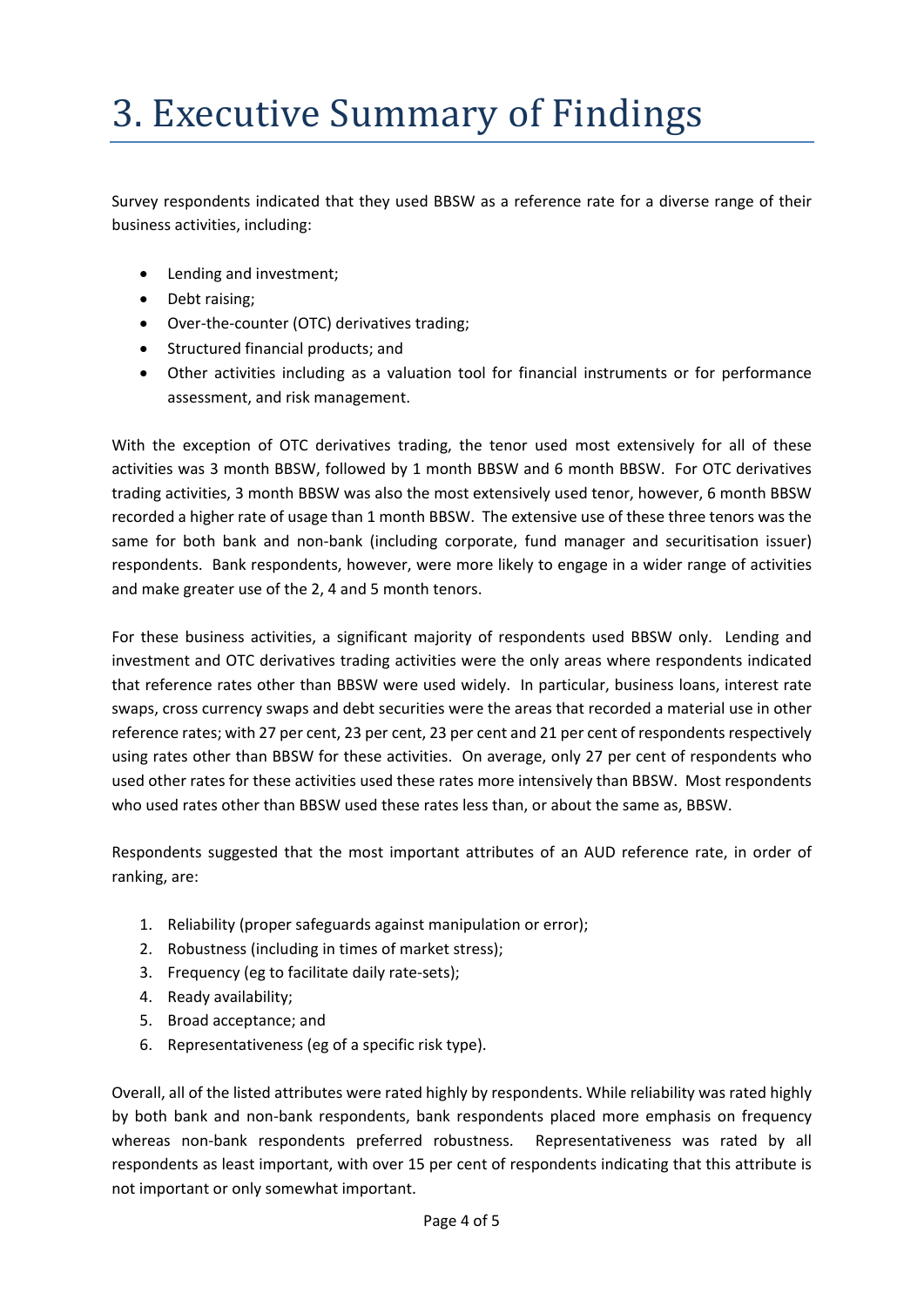# 3. Executive Summary of Findings

Survey respondents indicated that they used BBSW as a reference rate for a diverse range of their business activities, including:

- Lending and investment;
- Debt raising;
- Over-the-counter (OTC) derivatives trading;
- Structured financial products; and
- Other activities including as a valuation tool for financial instruments or for performance assessment, and risk management.

With the exception of OTC derivatives trading, the tenor used most extensively for all of these activities was 3 month BBSW, followed by 1 month BBSW and 6 month BBSW. For OTC derivatives trading activities, 3 month BBSW was also the most extensively used tenor, however, 6 month BBSW recorded a higher rate of usage than 1 month BBSW. The extensive use of these three tenors was the same for both bank and non-bank (including corporate, fund manager and securitisation issuer) respondents. Bank respondents, however, were more likely to engage in a wider range of activities and make greater use of the 2, 4 and 5 month tenors.

For these business activities, a significant majority of respondents used BBSW only. Lending and investment and OTC derivatives trading activities were the only areas where respondents indicated that reference rates other than BBSW were used widely. In particular, business loans, interest rate swaps, cross currency swaps and debt securities were the areas that recorded a material use in other reference rates; with 27 per cent, 23 per cent, 23 per cent and 21 per cent of respondents respectively using rates other than BBSW for these activities. On average, only 27 per cent of respondents who used other rates for these activities used these rates more intensively than BBSW. Most respondents who used rates other than BBSW used these rates less than, or about the same as, BBSW.

Respondents suggested that the most important attributes of an AUD reference rate, in order of ranking, are:

1. Reliability (proper safeguards against manipulation or error);
2. Robustness (including in times of market stress);
3. Frequency (eg to facilitate daily rate-sets);
4. Ready availability;
5. Broad acceptance; and
6. Representativeness (eg of a specific risk type).

Overall, all of the listed attributes were rated highly by respondents. While reliability was rated highly by both bank and non-bank respondents, bank respondents placed more emphasis on frequency whereas non-bank respondents preferred robustness. Representativeness was rated by all respondents as least important, with over 15 per cent of respondents indicating that this attribute is not important or only somewhat important.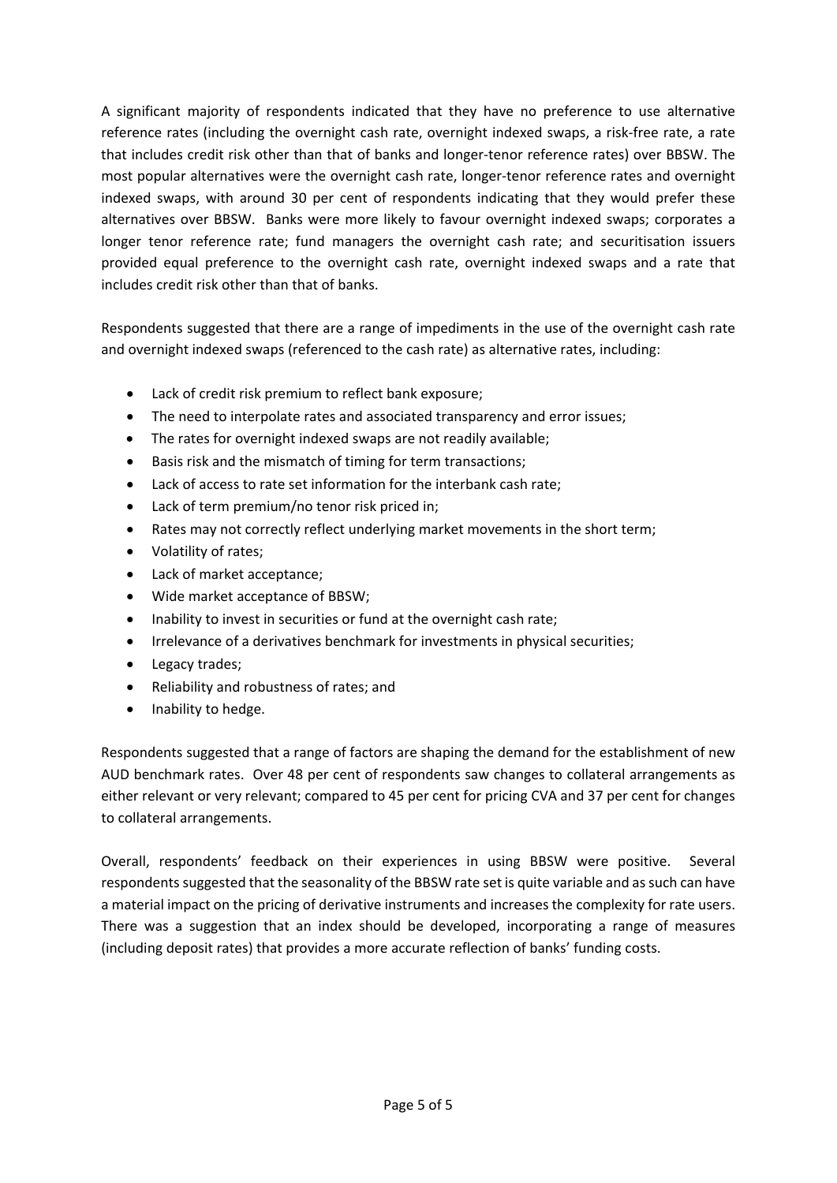A significant majority of respondents indicated that they have no preference to use alternative reference rates (including the overnight cash rate, overnight indexed swaps, a risk-free rate, a rate that includes credit risk other than that of banks and longer-tenor reference rates) over BBSW. The most popular alternatives were the overnight cash rate, longer-tenor reference rates and overnight indexed swaps, with around 30 per cent of respondents indicating that they would prefer these alternatives over BBSW. Banks were more likely to favour overnight indexed swaps; corporates a longer tenor reference rate; fund managers the overnight cash rate; and securitisation issuers provided equal preference to the overnight cash rate, overnight indexed swaps and a rate that includes credit risk other than that of banks.

Respondents suggested that there are a range of impediments in the use of the overnight cash rate and overnight indexed swaps (referenced to the cash rate) as alternative rates, including:

- Lack of credit risk premium to reflect bank exposure;
- The need to interpolate rates and associated transparency and error issues;
- The rates for overnight indexed swaps are not readily available;
- Basis risk and the mismatch of timing for term transactions;
- Lack of access to rate set information for the interbank cash rate;
- Lack of term premium/no tenor risk priced in;
- Rates may not correctly reflect underlying market movements in the short term;
- Volatility of rates;
- Lack of market acceptance;
- Wide market acceptance of BBSW;
- Inability to invest in securities or fund at the overnight cash rate;
- Irrelevance of a derivatives benchmark for investments in physical securities;
- Legacy trades;
- Reliability and robustness of rates; and
- Inability to hedge.

Respondents suggested that a range of factors are shaping the demand for the establishment of new AUD benchmark rates. Over 48 per cent of respondents saw changes to collateral arrangements as either relevant or very relevant; compared to 45 per cent for pricing CVA and 37 per cent for changes to collateral arrangements.

Overall, respondents' feedback on their experiences in using BBSW were positive. Several respondents suggested that the seasonality of the BBSW rate set is quite variable and as such can have a material impact on the pricing of derivative instruments and increases the complexity for rate users. There was a suggestion that an index should be developed, incorporating a range of measures (including deposit rates) that provides a more accurate reflection of banks' funding costs.